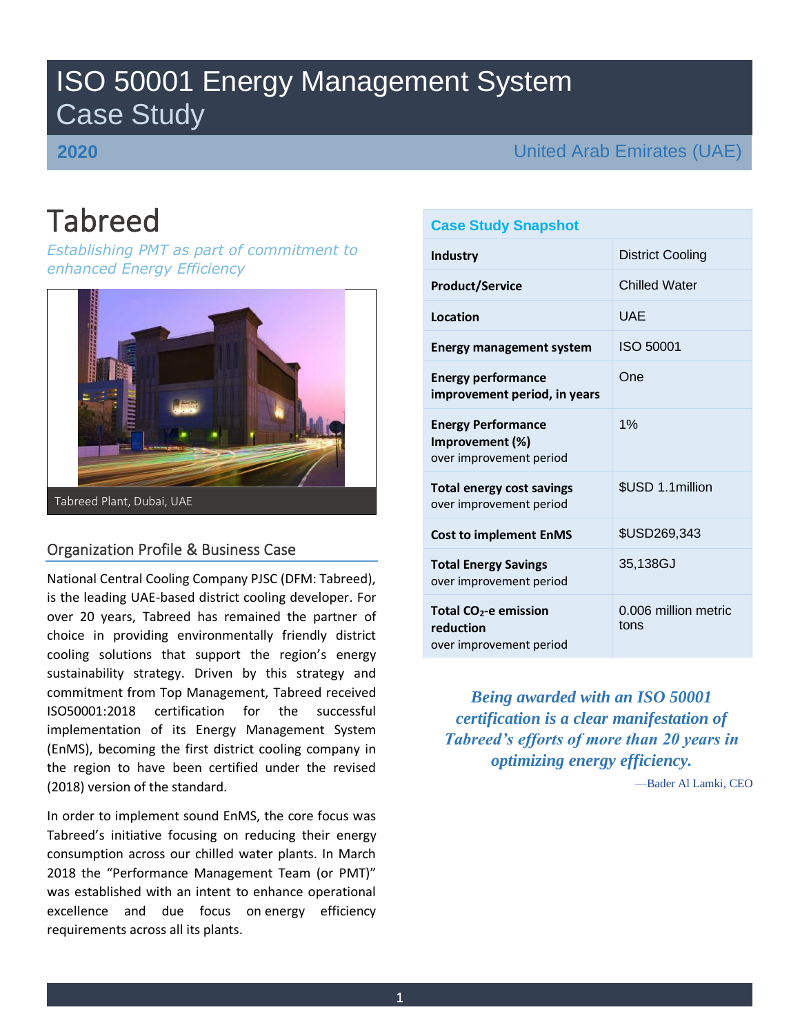# ISO 50001 Energy Management System Case Study

**2020** United Arab Emirates (UAE)

# Tabreed

*Establishing PMT as part of commitment to enhanced Energy Efficiency*

Tabreed Plant, Dubai, UAE

## Organization Profile & Business Case

National Central Cooling Company PJSC (DFM: Tabreed), is the leading UAE-based district cooling developer. For over 20 years, Tabreed has remained the partner of choice in providing environmentally friendly district cooling solutions that support the region's energy sustainability strategy. Driven by this strategy and commitment from Top Management, Tabreed received ISO50001:2018 certification for the successful implementation of its Energy Management System (EnMS), becoming the first district cooling company in the region to have been certified under the revised (2018) version of the standard.

In order to implement sound EnMS, the core focus was Tabreed's initiative focusing on reducing their energy consumption across our chilled water plants. In March 2018 the "Performance Management Team (or PMT)" was established with an intent to enhance operational excellence and due focus on energy efficiency requirements across all its plants.

| Case Study Snapshot | |
|---|---|
| **Industry** | District Cooling |
| **Product/Service** | Chilled Water |
| **Location** | UAE |
| **Energy management system** | ISO 50001 |
| **Energy performance improvement period, in years** | One |
| **Energy Performance Improvement (%)** over improvement period | 1% |
| **Total energy cost savings** over improvement period | $USD 1.1million |
| **Cost to implement EnMS** | $USD269,343 |
| **Total Energy Savings** over improvement period | 35,138GJ |
| **Total $CO_2$-e emission reduction** over improvement period | 0.006 million metric tons |

***Being awarded with an ISO 50001 certification is a clear manifestation of Tabreed's efforts of more than 20 years in optimizing energy efficiency.***

—Bader Al Lamki, CEO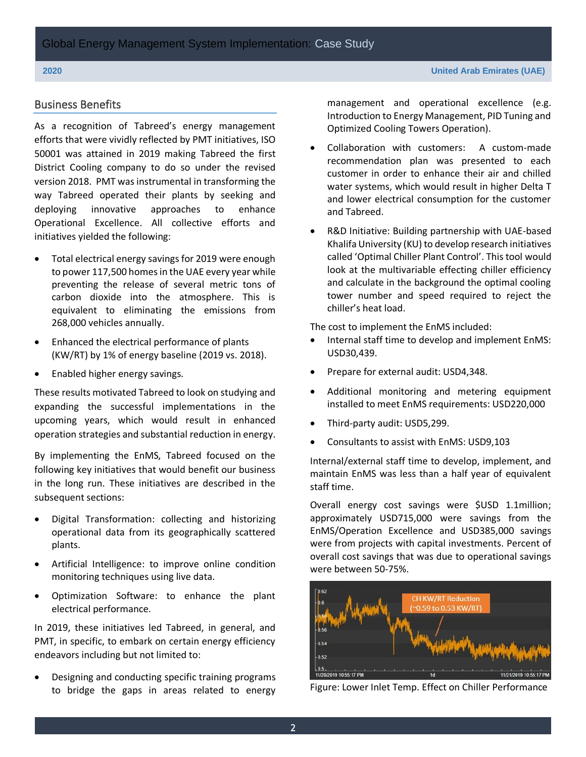## Business Benefits

As a recognition of Tabreed's energy management efforts that were vividly reflected by PMT initiatives, ISO 50001 was attained in 2019 making Tabreed the first District Cooling company to do so under the revised version 2018. PMT was instrumental in transforming the way Tabreed operated their plants by seeking and deploying innovative approaches to enhance Operational Excellence. All collective efforts and initiatives yielded the following:

- Total electrical energy savings for 2019 were enough to power 117,500 homes in the UAE every year while preventing the release of several metric tons of carbon dioxide into the atmosphere. This is equivalent to eliminating the emissions from 268,000 vehicles annually.
- Enhanced the electrical performance of plants (KW/RT) by 1% of energy baseline (2019 vs. 2018).
- Enabled higher energy savings.

These results motivated Tabreed to look on studying and expanding the successful implementations in the upcoming years, which would result in enhanced operation strategies and substantial reduction in energy.

By implementing the EnMS, Tabreed focused on the following key initiatives that would benefit our business in the long run. These initiatives are described in the subsequent sections:

- Digital Transformation: collecting and historizing operational data from its geographically scattered plants.
- Artificial Intelligence: to improve online condition monitoring techniques using live data.
- Optimization Software: to enhance the plant electrical performance.

In 2019, these initiatives led Tabreed, in general, and PMT, in specific, to embark on certain energy efficiency endeavors including but not limited to:

- Designing and conducting specific training programs to bridge the gaps in areas related to energy management and operational excellence (e.g. Introduction to Energy Management, PID Tuning and Optimized Cooling Towers Operation).
- Collaboration with customers: A custom-made recommendation plan was presented to each customer in order to enhance their air and chilled water systems, which would result in higher Delta T and lower electrical consumption for the customer and Tabreed.
- R&D Initiative: Building partnership with UAE-based Khalifa University (KU) to develop research initiatives called 'Optimal Chiller Plant Control'. This tool would look at the multivariable effecting chiller efficiency and calculate in the background the optimal cooling tower number and speed required to reject the chiller's heat load.

The cost to implement the EnMS included:

- Internal staff time to develop and implement EnMS: USD30,439.
- Prepare for external audit: USD4,348.
- Additional monitoring and metering equipment installed to meet EnMS requirements: USD220,000
- Third-party audit: USD5,299.
- Consultants to assist with EnMS: USD9,103

Internal/external staff time to develop, implement, and maintain EnMS was less than a half year of equivalent staff time.

Overall energy cost savings were $USD 1.1million; approximately USD715,000 were savings from the EnMS/Operation Excellence and USD385,000 savings were from projects with capital investments. Percent of overall cost savings that was due to operational savings were between 50-75%.

Figure: Lower Inlet Temp. Effect on Chiller Performance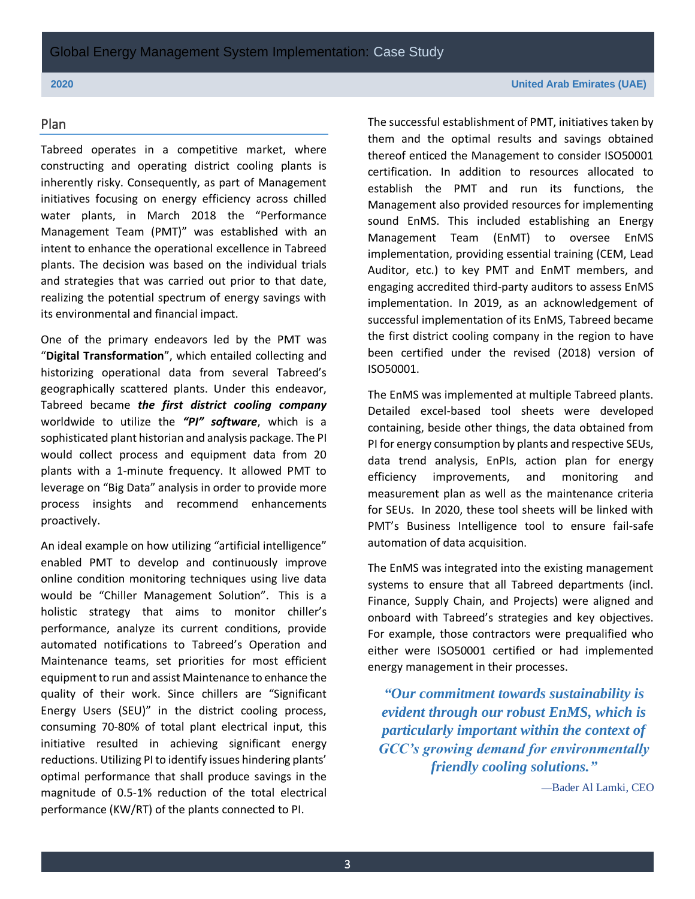## Plan

Tabreed operates in a competitive market, where constructing and operating district cooling plants is inherently risky. Consequently, as part of Management initiatives focusing on energy efficiency across chilled water plants, in March 2018 the "Performance Management Team (PMT)" was established with an intent to enhance the operational excellence in Tabreed plants. The decision was based on the individual trials and strategies that was carried out prior to that date, realizing the potential spectrum of energy savings with its environmental and financial impact.

One of the primary endeavors led by the PMT was "**Digital Transformation**", which entailed collecting and historizing operational data from several Tabreed's geographically scattered plants. Under this endeavor, Tabreed became ***the first district cooling company*** worldwide to utilize the ***"PI" software***, which is a sophisticated plant historian and analysis package. The PI would collect process and equipment data from 20 plants with a 1-minute frequency. It allowed PMT to leverage on "Big Data" analysis in order to provide more process insights and recommend enhancements proactively.

An ideal example on how utilizing "artificial intelligence" enabled PMT to develop and continuously improve online condition monitoring techniques using live data would be "Chiller Management Solution". This is a holistic strategy that aims to monitor chiller's performance, analyze its current conditions, provide automated notifications to Tabreed's Operation and Maintenance teams, set priorities for most efficient equipment to run and assist Maintenance to enhance the quality of their work. Since chillers are "Significant Energy Users (SEU)" in the district cooling process, consuming 70-80% of total plant electrical input, this initiative resulted in achieving significant energy reductions. Utilizing PI to identify issues hindering plants' optimal performance that shall produce savings in the magnitude of 0.5-1% reduction of the total electrical performance (KW/RT) of the plants connected to PI.

The successful establishment of PMT, initiatives taken by them and the optimal results and savings obtained thereof enticed the Management to consider ISO50001 certification. In addition to resources allocated to establish the PMT and run its functions, the Management also provided resources for implementing sound EnMS. This included establishing an Energy Management Team (EnMT) to oversee EnMS implementation, providing essential training (CEM, Lead Auditor, etc.) to key PMT and EnMT members, and engaging accredited third-party auditors to assess EnMS implementation. In 2019, as an acknowledgement of successful implementation of its EnMS, Tabreed became the first district cooling company in the region to have been certified under the revised (2018) version of ISO50001.

The EnMS was implemented at multiple Tabreed plants. Detailed excel-based tool sheets were developed containing, beside other things, the data obtained from PI for energy consumption by plants and respective SEUs, data trend analysis, EnPIs, action plan for energy efficiency improvements, and monitoring and measurement plan as well as the maintenance criteria for SEUs. In 2020, these tool sheets will be linked with PMT's Business Intelligence tool to ensure fail-safe automation of data acquisition.

The EnMS was integrated into the existing management systems to ensure that all Tabreed departments (incl. Finance, Supply Chain, and Projects) were aligned and onboard with Tabreed's strategies and key objectives. For example, those contractors were prequalified who either were ISO50001 certified or had implemented energy management in their processes.

> ***"Our commitment towards sustainability is evident through our robust EnMS, which is particularly important within the context of GCC's growing demand for environmentally friendly cooling solutions."***
>
> —Bader Al Lamki, CEO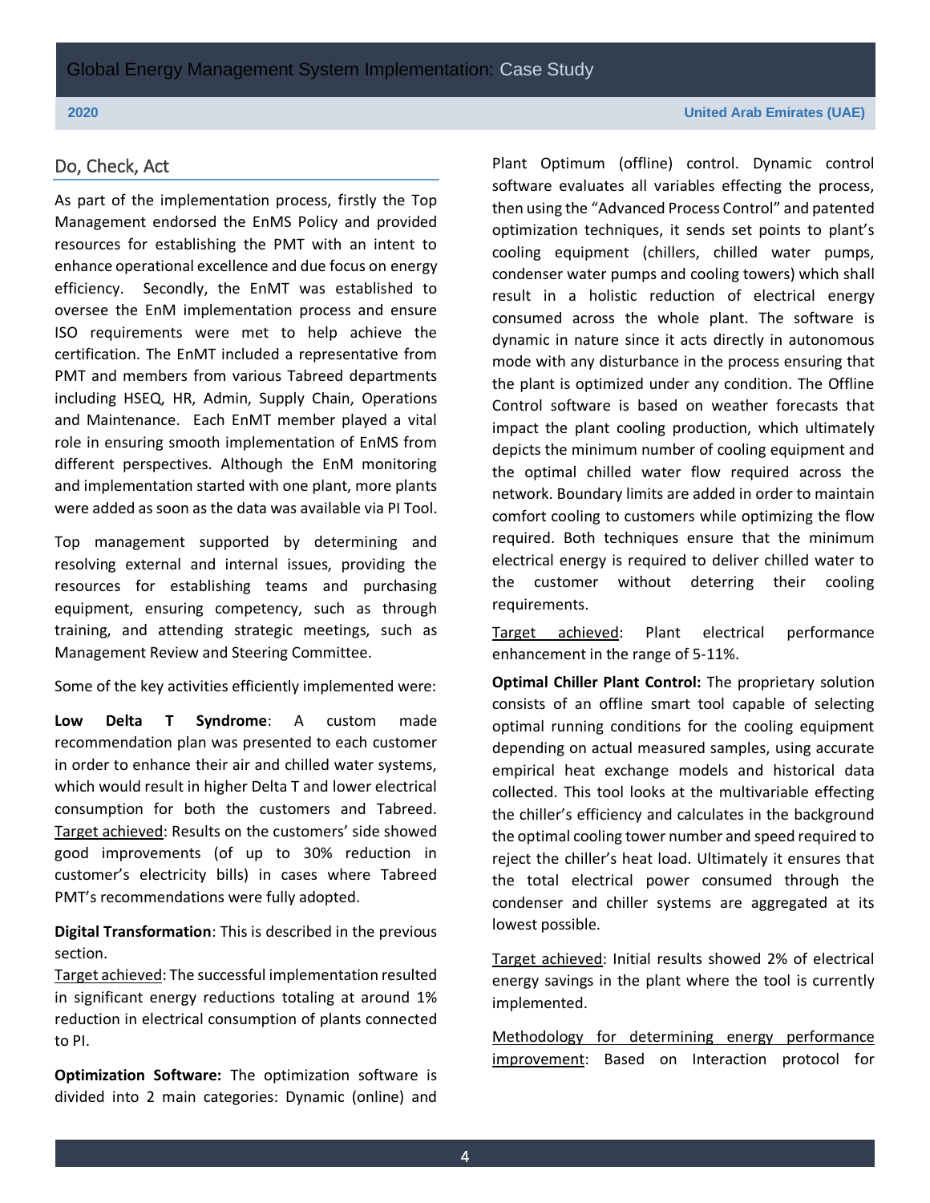## Do, Check, Act

As part of the implementation process, firstly the Top Management endorsed the EnMS Policy and provided resources for establishing the PMT with an intent to enhance operational excellence and due focus on energy efficiency. Secondly, the EnMT was established to oversee the EnM implementation process and ensure ISO requirements were met to help achieve the certification. The EnMT included a representative from PMT and members from various Tabreed departments including HSEQ, HR, Admin, Supply Chain, Operations and Maintenance. Each EnMT member played a vital role in ensuring smooth implementation of EnMS from different perspectives. Although the EnM monitoring and implementation started with one plant, more plants were added as soon as the data was available via PI Tool.

Top management supported by determining and resolving external and internal issues, providing the resources for establishing teams and purchasing equipment, ensuring competency, such as through training, and attending strategic meetings, such as Management Review and Steering Committee.

Some of the key activities efficiently implemented were:

**Low Delta T Syndrome**: A custom made recommendation plan was presented to each customer in order to enhance their air and chilled water systems, which would result in higher Delta T and lower electrical consumption for both the customers and Tabreed. Target achieved: Results on the customers' side showed good improvements (of up to 30% reduction in customer's electricity bills) in cases where Tabreed PMT's recommendations were fully adopted.

**Digital Transformation**: This is described in the previous section.
Target achieved: The successful implementation resulted in significant energy reductions totaling at around 1% reduction in electrical consumption of plants connected to PI.

**Optimization Software:** The optimization software is divided into 2 main categories: Dynamic (online) and Plant Optimum (offline) control. Dynamic control software evaluates all variables effecting the process, then using the "Advanced Process Control" and patented optimization techniques, it sends set points to plant's cooling equipment (chillers, chilled water pumps, condenser water pumps and cooling towers) which shall result in a holistic reduction of electrical energy consumed across the whole plant. The software is dynamic in nature since it acts directly in autonomous mode with any disturbance in the process ensuring that the plant is optimized under any condition. The Offline Control software is based on weather forecasts that impact the plant cooling production, which ultimately depicts the minimum number of cooling equipment and the optimal chilled water flow required across the network. Boundary limits are added in order to maintain comfort cooling to customers while optimizing the flow required. Both techniques ensure that the minimum electrical energy is required to deliver chilled water to the customer without deterring their cooling requirements.

Target achieved: Plant electrical performance enhancement in the range of 5-11%.

**Optimal Chiller Plant Control:** The proprietary solution consists of an offline smart tool capable of selecting optimal running conditions for the cooling equipment depending on actual measured samples, using accurate empirical heat exchange models and historical data collected. This tool looks at the multivariable effecting the chiller's efficiency and calculates in the background the optimal cooling tower number and speed required to reject the chiller's heat load. Ultimately it ensures that the total electrical power consumed through the condenser and chiller systems are aggregated at its lowest possible.

Target achieved: Initial results showed 2% of electrical energy savings in the plant where the tool is currently implemented.

Methodology for determining energy performance improvement: Based on Interaction protocol for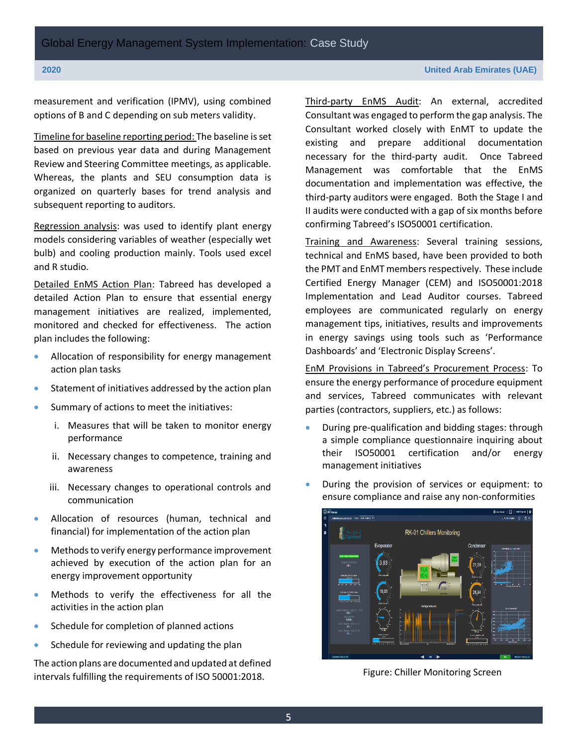measurement and verification (IPMV), using combined options of B and C depending on sub meters validity.

Timeline for baseline reporting period: The baseline is set based on previous year data and during Management Review and Steering Committee meetings, as applicable. Whereas, the plants and SEU consumption data is organized on quarterly bases for trend analysis and subsequent reporting to auditors.

Regression analysis: was used to identify plant energy models considering variables of weather (especially wet bulb) and cooling production mainly. Tools used excel and R studio.

Detailed EnMS Action Plan: Tabreed has developed a detailed Action Plan to ensure that essential energy management initiatives are realized, implemented, monitored and checked for effectiveness. The action plan includes the following:

- Allocation of responsibility for energy management action plan tasks
- Statement of initiatives addressed by the action plan
- Summary of actions to meet the initiatives:
    1. Measures that will be taken to monitor energy performance
    2. Necessary changes to competence, training and awareness
    3. Necessary changes to operational controls and communication
- Allocation of resources (human, technical and financial) for implementation of the action plan
- Methods to verify energy performance improvement achieved by execution of the action plan for an energy improvement opportunity
- Methods to verify the effectiveness for all the activities in the action plan
- Schedule for completion of planned actions
- Schedule for reviewing and updating the plan

The action plans are documented and updated at defined intervals fulfilling the requirements of ISO 50001:2018.

Third-party EnMS Audit: An external, accredited Consultant was engaged to perform the gap analysis. The Consultant worked closely with EnMT to update the existing and prepare additional documentation necessary for the third-party audit. Once Tabreed Management was comfortable that the EnMS documentation and implementation was effective, the third-party auditors were engaged. Both the Stage I and II audits were conducted with a gap of six months before confirming Tabreed's ISO50001 certification.

Training and Awareness: Several training sessions, technical and EnMS based, have been provided to both the PMT and EnMT members respectively. These include Certified Energy Manager (CEM) and ISO50001:2018 Implementation and Lead Auditor courses. Tabreed employees are communicated regularly on energy management tips, initiatives, results and improvements in energy savings using tools such as 'Performance Dashboards' and 'Electronic Display Screens'.

EnM Provisions in Tabreed's Procurement Process: To ensure the energy performance of procedure equipment and services, Tabreed communicates with relevant parties (contractors, suppliers, etc.) as follows:

- During pre-qualification and bidding stages: through a simple compliance questionnaire inquiring about their ISO50001 certification and/or energy management initiatives
- During the provision of services or equipment: to ensure compliance and raise any non-conformities

Figure: Chiller Monitoring Screen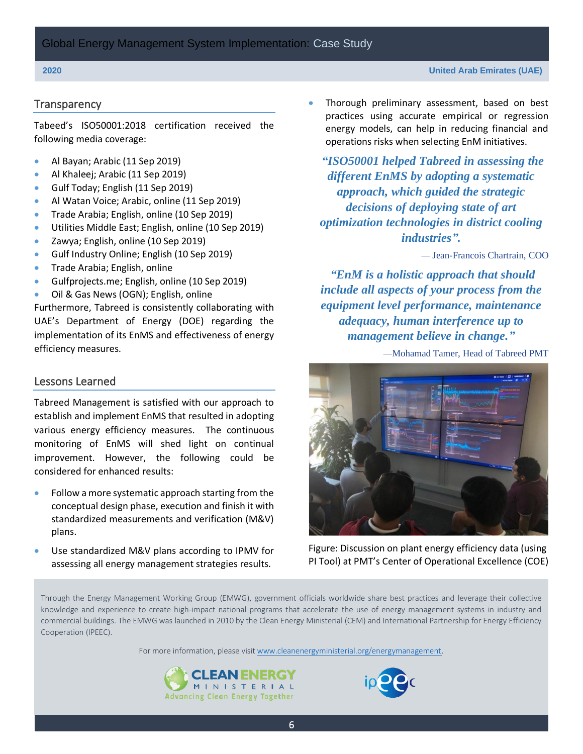## Transparency

Tabeed's ISO50001:2018 certification received the following media coverage:

- Al Bayan; Arabic (11 Sep 2019)
- Al Khaleej; Arabic (11 Sep 2019)
- Gulf Today; English (11 Sep 2019)
- Al Watan Voice; Arabic, online (11 Sep 2019)
- Trade Arabia; English, online (10 Sep 2019)
- Utilities Middle East; English, online (10 Sep 2019)
- Zawya; English, online (10 Sep 2019)
- Gulf Industry Online; English (10 Sep 2019)
- Trade Arabia; English, online
- Gulfprojects.me; English, online (10 Sep 2019)
- Oil & Gas News (OGN); English, online

Furthermore, Tabreed is consistently collaborating with UAE's Department of Energy (DOE) regarding the implementation of its EnMS and effectiveness of energy efficiency measures.

## Lessons Learned

Tabreed Management is satisfied with our approach to establish and implement EnMS that resulted in adopting various energy efficiency measures. The continuous monitoring of EnMS will shed light on continual improvement. However, the following could be considered for enhanced results:

- Follow a more systematic approach starting from the conceptual design phase, execution and finish it with standardized measurements and verification (M&V) plans.
- Use standardized M&V plans according to IPMV for assessing all energy management strategies results.
- Thorough preliminary assessment, based on best practices using accurate empirical or regression energy models, can help in reducing financial and operations risks when selecting EnM initiatives.

***"ISO50001 helped Tabreed in assessing the different EnMS by adopting a systematic approach, which guided the strategic decisions of deploying state of art optimization technologies in district cooling industries".***

— Jean-Francois Chartrain, COO

***"EnM is a holistic approach that should include all aspects of your process from the equipment level performance, maintenance adequacy, human interference up to management believe in change."***

—Mohamad Tamer, Head of Tabreed PMT

Figure: Discussion on plant energy efficiency data (using PI Tool) at PMT's Center of Operational Excellence (COE)

Through the Energy Management Working Group (EMWG), government officials worldwide share best practices and leverage their collective knowledge and experience to create high-impact national programs that accelerate the use of energy management systems in industry and commercial buildings. The EMWG was launched in 2010 by the Clean Energy Ministerial (CEM) and International Partnership for Energy Efficiency Cooperation (IPEEC).

For more information, please visit www.cleanenergyministerial.org/energymanagement.

CLEAN ENERGY MINISTERIAL Advancing Clean Energy Together

ipeec